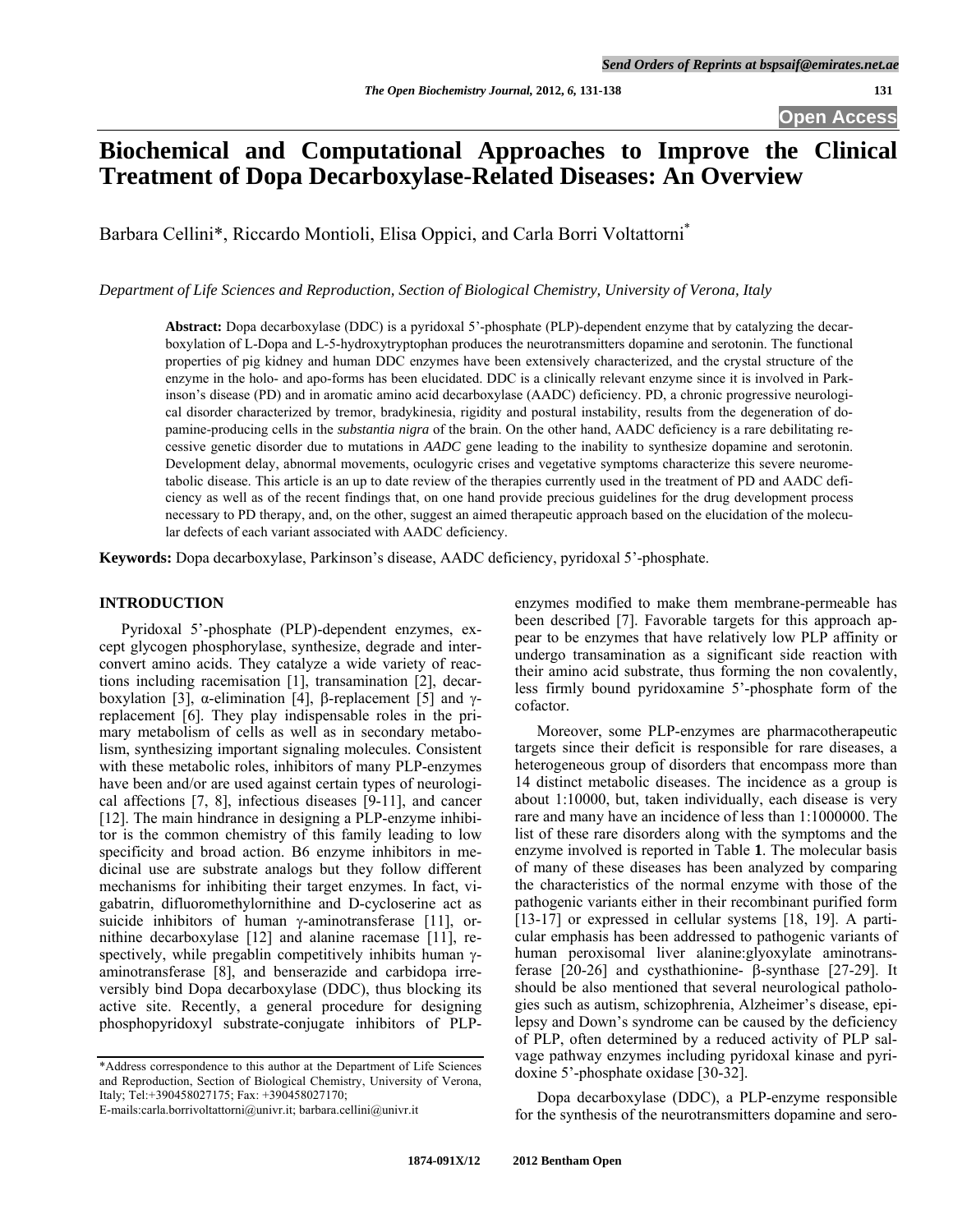# Biochemical and Computational Approaches to Improve the Clinical Treatment of Dopa Decarboxylase-Related Diseases: An Overview

Barbara Cellini*, Riccardo Montioli, Elisa Oppici, and Carla Borri Voltattorni*

*Department of Life Sciences and Reproduction, Section of Biological Chemistry, University of Verona, Italy*

**Abstract:** Dopa decarboxylase (DDC) is a pyridoxal 5'-phosphate (PLP)-dependent enzyme that by catalyzing the decarboxylation of L-Dopa and L-5-hydroxytryptophan produces the neurotransmitters dopamine and serotonin. The functional properties of pig kidney and human DDC enzymes have been extensively characterized, and the crystal structure of the enzyme in the holo- and apo-forms has been elucidated. DDC is a clinically relevant enzyme since it is involved in Parkinson's disease (PD) and in aromatic amino acid decarboxylase (AADC) deficiency. PD, a chronic progressive neurological disorder characterized by tremor, bradykinesia, rigidity and postural instability, results from the degeneration of dopamine-producing cells in the *substantia nigra* of the brain. On the other hand, AADC deficiency is a rare debilitating recessive genetic disorder due to mutations in *AADC* gene leading to the inability to synthesize dopamine and serotonin. Development delay, abnormal movements, oculogyric crises and vegetative symptoms characterize this severe neurometabolic disease. This article is an up to date review of the therapies currently used in the treatment of PD and AADC deficiency as well as of the recent findings that, on one hand provide precious guidelines for the drug development process necessary to PD therapy, and, on the other, suggest an aimed therapeutic approach based on the elucidation of the molecular defects of each variant associated with AADC deficiency.

**Keywords:** Dopa decarboxylase, Parkinson's disease, AADC deficiency, pyridoxal 5'-phosphate.

## INTRODUCTION

Pyridoxal 5'-phosphate (PLP)-dependent enzymes, except glycogen phosphorylase, synthesize, degrade and interconvert amino acids. They catalyze a wide variety of reactions including racemisation [1], transamination [2], decarboxylation [3], α-elimination [4], β-replacement [5] and γ-replacement [6]. They play indispensable roles in the primary metabolism of cells as well as in secondary metabolism, synthesizing important signaling molecules. Consistent with these metabolic roles, inhibitors of many PLP-enzymes have been and/or are used against certain types of neurological affections [7, 8], infectious diseases [9-11], and cancer [12]. The main hindrance in designing a PLP-enzyme inhibitor is the common chemistry of this family leading to low specificity and broad action. B6 enzyme inhibitors in medicinal use are substrate analogs but they follow different mechanisms for inhibiting their target enzymes. In fact, vigabatrin, difluoromethylornithine and D-cycloserine act as suicide inhibitors of human γ-aminotransferase [11], ornithine decarboxylase [12] and alanine racemase [11], respectively, while pregablin competitively inhibits human γ-aminotransferase [8], and benserazide and carbidopa irreversibly bind Dopa decarboxylase (DDC), thus blocking its active site. Recently, a general procedure for designing phosphopyridoxyl substrate-conjugate inhibitors of PLP-enzymes modified to make them membrane-permeable has been described [7]. Favorable targets for this approach appear to be enzymes that have relatively low PLP affinity or undergo transamination as a significant side reaction with their amino acid substrate, thus forming the non covalently, less firmly bound pyridoxamine 5'-phosphate form of the cofactor.

Moreover, some PLP-enzymes are pharmacotherapeutic targets since their deficit is responsible for rare diseases, a heterogeneous group of disorders that encompass more than 14 distinct metabolic diseases. The incidence as a group is about 1:10000, but, taken individually, each disease is very rare and many have an incidence of less than 1:1000000. The list of these rare disorders along with the symptoms and the enzyme involved is reported in Table **1**. The molecular basis of many of these diseases has been analyzed by comparing the characteristics of the normal enzyme with those of the pathogenic variants either in their recombinant purified form [13-17] or expressed in cellular systems [18, 19]. A particular emphasis has been addressed to pathogenic variants of human peroxisomal liver alanine:glyoxylate aminotransferase [20-26] and cysthathionine- β-synthase [27-29]. It should be also mentioned that several neurological pathologies such as autism, schizophrenia, Alzheimer's disease, epilepsy and Down's syndrome can be caused by the deficiency of PLP, often determined by a reduced activity of PLP salvage pathway enzymes including pyridoxal kinase and pyridoxine 5'-phosphate oxidase [30-32].

Dopa decarboxylase (DDC), a PLP-enzyme responsible for the synthesis of the neurotransmitters dopamine and sero-

\*Address correspondence to this author at the Department of Life Sciences and Reproduction, Section of Biological Chemistry, University of Verona, Italy; Tel:+390458027175; Fax: +390458027170;
E-mails:carla.borrivoltattorni@univr.it; barbara.cellini@univr.it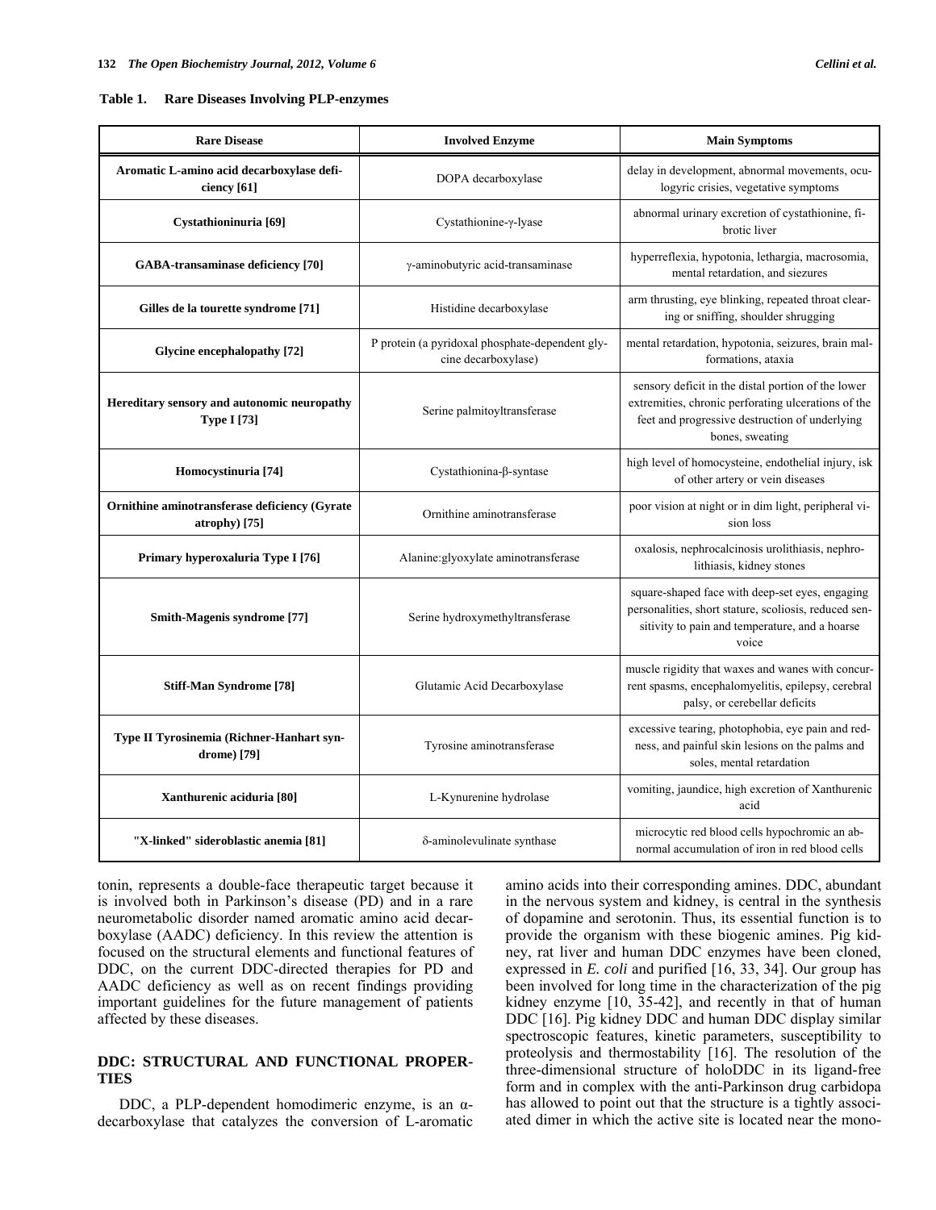**Table 1. Rare Diseases Involving PLP-enzymes**

| Rare Disease | Involved Enzyme | Main Symptoms |
|---|---|---|
| **Aromatic L-amino acid decarboxylase deficiency [61]** | DOPA decarboxylase | delay in development, abnormal movements, oculogyric crises, vegetative symptoms |
| **Cystathioninuria [69]** | Cystathionine-γ-lyase | abnormal urinary excretion of cystathionine, fibrotic liver |
| **GABA-transaminase deficiency [70]** | γ-aminobutyric acid-transaminase | hyperreflexia, hypotonia, lethargia, macrosomia, mental retardation, and siezures |
| **Gilles de la tourette syndrome [71]** | Histidine decarboxylase | arm thrusting, eye blinking, repeated throat clearing or sniffing, shoulder shrugging |
| **Glycine encephalopathy [72]** | P protein (a pyridoxal phosphate-dependent glycine decarboxylase) | mental retardation, hypotonia, seizures, brain malformations, ataxia |
| **Hereditary sensory and autonomic neuropathy Type I [73]** | Serine palmitoyltransferase | sensory deficit in the distal portion of the lower extremities, chronic perforating ulcerations of the feet and progressive destruction of underlying bones, sweating |
| **Homocystinuria [74]** | Cystathionina-β-syntase | high level of homocysteine, endothelial injury, isk of other artery or vein diseases |
| **Ornithine aminotransferase deficiency (Gyrate atrophy) [75]** | Ornithine aminotransferase | poor vision at night or in dim light, peripheral vision loss |
| **Primary hyperoxaluria Type I [76]** | Alanine:glyoxylate aminotransferase | oxalosis, nephrocalcinosis urolithiasis, nephrolithiasis, kidney stones |
| **Smith-Magenis syndrome [77]** | Serine hydroxymethyltransferase | square-shaped face with deep-set eyes, engaging personalities, short stature, scoliosis, reduced sensitivity to pain and temperature, and a hoarse voice |
| **Stiff-Man Syndrome [78]** | Glutamic Acid Decarboxylase | muscle rigidity that waxes and wanes with concurrent spasms, encephalomyelitis, epilepsy, cerebral palsy, or cerebellar deficits |
| **Type II Tyrosinemia (Richner-Hanhart syndrome) [79]** | Tyrosine aminotransferase | excessive tearing, photophobia, eye pain and redness, and painful skin lesions on the palms and soles, mental retardation |
| **Xanthurenic aciduria [80]** | L-Kynurenine hydrolase | vomiting, jaundice, high excretion of Xanthurenic acid |
| **"X-linked" sideroblastic anemia [81]** | δ-aminolevulinate synthase | microcytic red blood cells hypochromic an abnormal accumulation of iron in red blood cells |

tonin, represents a double-face therapeutic target because it is involved both in Parkinson's disease (PD) and in a rare neurometabolic disorder named aromatic amino acid decarboxylase (AADC) deficiency. In this review the attention is focused on the structural elements and functional features of DDC, on the current DDC-directed therapies for PD and AADC deficiency as well as on recent findings providing important guidelines for the future management of patients affected by these diseases.

## DDC: STRUCTURAL AND FUNCTIONAL PROPERTIES

DDC, a PLP-dependent homodimeric enzyme, is an α-decarboxylase that catalyzes the conversion of L-aromatic amino acids into their corresponding amines. DDC, abundant in the nervous system and kidney, is central in the synthesis of dopamine and serotonin. Thus, its essential function is to provide the organism with these biogenic amines. Pig kidney, rat liver and human DDC enzymes have been cloned, expressed in *E. coli* and purified [16, 33, 34]. Our group has been involved for long time in the characterization of the pig kidney enzyme [10, 35-42], and recently in that of human DDC [16]. Pig kidney DDC and human DDC display similar spectroscopic features, kinetic parameters, susceptibility to proteolysis and thermostability [16]. The resolution of the three-dimensional structure of holoDDC in its ligand-free form and in complex with the anti-Parkinson drug carbidopa has allowed to point out that the structure is a tightly associated dimer in which the active site is located near the mono-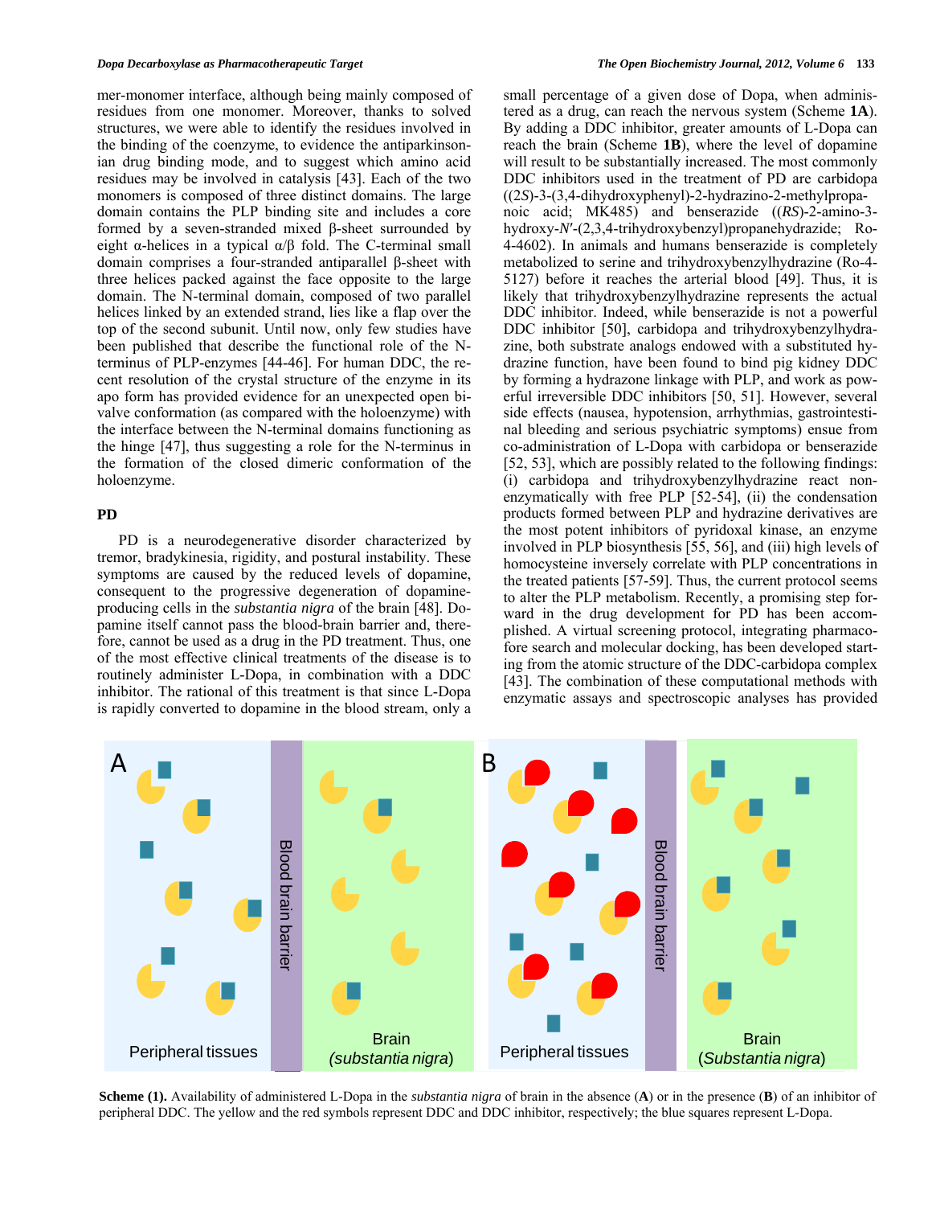mer-monomer interface, although being mainly composed of residues from one monomer. Moreover, thanks to solved structures, we were able to identify the residues involved in the binding of the coenzyme, to evidence the antiparkinsonian drug binding mode, and to suggest which amino acid residues may be involved in catalysis [43]. Each of the two monomers is composed of three distinct domains. The large domain contains the PLP binding site and includes a core formed by a seven-stranded mixed β-sheet surrounded by eight α-helices in a typical α/β fold. The C-terminal small domain comprises a four-stranded antiparallel β-sheet with three helices packed against the face opposite to the large domain. The N-terminal domain, composed of two parallel helices linked by an extended strand, lies like a flap over the top of the second subunit. Until now, only few studies have been published that describe the functional role of the N-terminus of PLP-enzymes [44-46]. For human DDC, the recent resolution of the crystal structure of the enzyme in its apo form has provided evidence for an unexpected open bivalve conformation (as compared with the holoenzyme) with the interface between the N-terminal domains functioning as the hinge [47], thus suggesting a role for the N-terminus in the formation of the closed dimeric conformation of the holoenzyme.

## PD

PD is a neurodegenerative disorder characterized by tremor, bradykinesia, rigidity, and postural instability. These symptoms are caused by the reduced levels of dopamine, consequent to the progressive degeneration of dopamine-producing cells in the *substantia nigra* of the brain [48]. Dopamine itself cannot pass the blood-brain barrier and, therefore, cannot be used as a drug in the PD treatment. Thus, one of the most effective clinical treatments of the disease is to routinely administer L-Dopa, in combination with a DDC inhibitor. The rational of this treatment is that since L-Dopa is rapidly converted to dopamine in the blood stream, only a small percentage of a given dose of Dopa, when administered as a drug, can reach the nervous system (Scheme **1A**). By adding a DDC inhibitor, greater amounts of L-Dopa can reach the brain (Scheme **1B**), where the level of dopamine will result to be substantially increased. The most commonly DDC inhibitors used in the treatment of PD are carbidopa ((2*S*)-3-(3,4-dihydroxyphenyl)-2-hydrazino-2-methylpropanoic acid; MK485) and benserazide ((*RS*)-2-amino-3-hydroxy-*N*′-(2,3,4-trihydroxybenzyl)propanehydrazide; Ro-4-4602). In animals and humans benserazide is completely metabolized to serine and trihydroxybenzylhydrazine (Ro-4-5127) before it reaches the arterial blood [49]. Thus, it is likely that trihydroxybenzylhydrazine represents the actual DDC inhibitor. Indeed, while benserazide is not a powerful DDC inhibitor [50], carbidopa and trihydroxybenzylhydrazine, both substrate analogs endowed with a substituted hydrazine function, have been found to bind pig kidney DDC by forming a hydrazone linkage with PLP, and work as powerful irreversible DDC inhibitors [50, 51]. However, several side effects (nausea, hypotension, arrhythmias, gastrointestinal bleeding and serious psychiatric symptoms) ensue from co-administration of L-Dopa with carbidopa or benserazide [52, 53], which are possibly related to the following findings: (i) carbidopa and trihydroxybenzylhydrazine react non-enzymatically with free PLP [52-54], (ii) the condensation products formed between PLP and hydrazine derivatives are the most potent inhibitors of pyridoxal kinase, an enzyme involved in PLP biosynthesis [55, 56], and (iii) high levels of homocysteine inversely correlate with PLP concentrations in the treated patients [57-59]. Thus, the current protocol seems to alter the PLP metabolism. Recently, a promising step forward in the drug development for PD has been accomplished. A virtual screening protocol, integrating pharmacofore search and molecular docking, has been developed starting from the atomic structure of the DDC-carbidopa complex [43]. The combination of these computational methods with enzymatic assays and spectroscopic analyses has provided

**Scheme (1).** Availability of administered L-Dopa in the *substantia nigra* of brain in the absence (**A**) or in the presence (**B**) of an inhibitor of peripheral DDC. The yellow and the red symbols represent DDC and DDC inhibitor, respectively; the blue squares represent L-Dopa.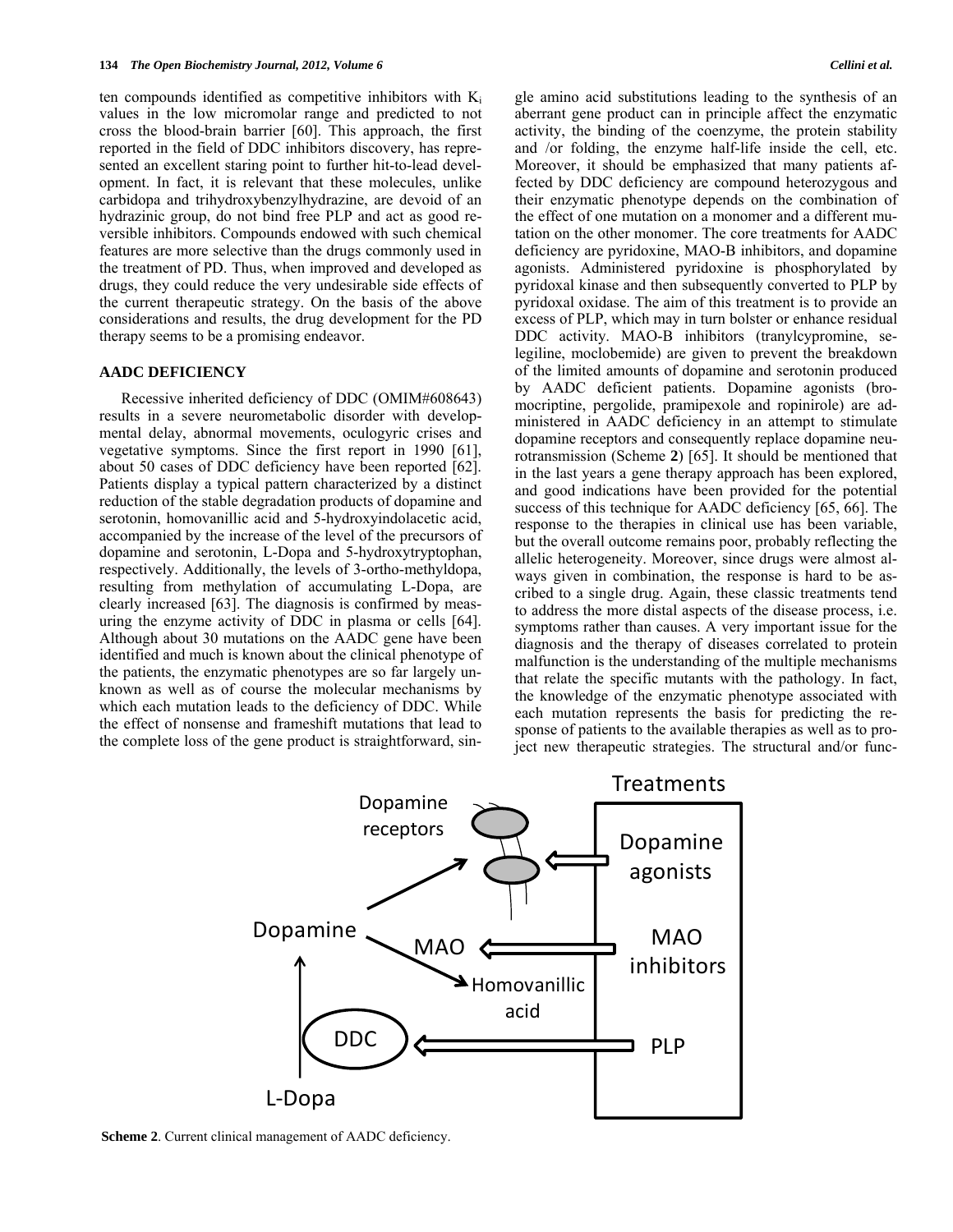ten compounds identified as competitive inhibitors with $K_i$ values in the low micromolar range and predicted to not cross the blood-brain barrier [60]. This approach, the first reported in the field of DDC inhibitors discovery, has represented an excellent staring point to further hit-to-lead development. In fact, it is relevant that these molecules, unlike carbidopa and trihydroxybenzylhydrazine, are devoid of an hydrazinic group, do not bind free PLP and act as good reversible inhibitors. Compounds endowed with such chemical features are more selective than the drugs commonly used in the treatment of PD. Thus, when improved and developed as drugs, they could reduce the very undesirable side effects of the current therapeutic strategy. On the basis of the above considerations and results, the drug development for the PD therapy seems to be a promising endeavor.

## AADC DEFICIENCY

Recessive inherited deficiency of DDC (OMIM#608643) results in a severe neurometabolic disorder with developmental delay, abnormal movements, oculogyric crises and vegetative symptoms. Since the first report in 1990 [61], about 50 cases of DDC deficiency have been reported [62]. Patients display a typical pattern characterized by a distinct reduction of the stable degradation products of dopamine and serotonin, homovanillic acid and 5-hydroxyindolacetic acid, accompanied by the increase of the level of the precursors of dopamine and serotonin, L-Dopa and 5-hydroxytryptophan, respectively. Additionally, the levels of 3-ortho-methyldopa, resulting from methylation of accumulating L-Dopa, are clearly increased [63]. The diagnosis is confirmed by measuring the enzyme activity of DDC in plasma or cells [64]. Although about 30 mutations on the AADC gene have been identified and much is known about the clinical phenotype of the patients, the enzymatic phenotypes are so far largely unknown as well as of course the molecular mechanisms by which each mutation leads to the deficiency of DDC. While the effect of nonsense and frameshift mutations that lead to the complete loss of the gene product is straightforward, single amino acid substitutions leading to the synthesis of an aberrant gene product can in principle affect the enzymatic activity, the binding of the coenzyme, the protein stability and /or folding, the enzyme half-life inside the cell, etc. Moreover, it should be emphasized that many patients affected by DDC deficiency are compound heterozygous and their enzymatic phenotype depends on the combination of the effect of one mutation on a monomer and a different mutation on the other monomer. The core treatments for AADC deficiency are pyridoxine, MAO-B inhibitors, and dopamine agonists. Administered pyridoxine is phosphorylated by pyridoxal kinase and then subsequently converted to PLP by pyridoxal oxidase. The aim of this treatment is to provide an excess of PLP, which may in turn bolster or enhance residual DDC activity. MAO-B inhibitors (tranylcypromine, selegiline, moclobemide) are given to prevent the breakdown of the limited amounts of dopamine and serotonin produced by AADC deficient patients. Dopamine agonists (bromocriptine, pergolide, pramipexole and ropinirole) are administered in AADC deficiency in an attempt to stimulate dopamine receptors and consequently replace dopamine neurotransmission (Scheme **2**) [65]. It should be mentioned that in the last years a gene therapy approach has been explored, and good indications have been provided for the potential success of this technique for AADC deficiency [65, 66]. The response to the therapies in clinical use has been variable, but the overall outcome remains poor, probably reflecting the allelic heterogeneity. Moreover, since drugs were almost always given in combination, the response is hard to be ascribed to a single drug. Again, these classic treatments tend to address the more distal aspects of the disease process, i.e. symptoms rather than causes. A very important issue for the diagnosis and the therapy of diseases correlated to protein malfunction is the understanding of the multiple mechanisms that relate the specific mutants with the pathology. In fact, the knowledge of the enzymatic phenotype associated with each mutation represents the basis for predicting the response of patients to the available therapies as well as to project new therapeutic strategies. The structural and/or func-

**Scheme 2**. Current clinical management of AADC deficiency.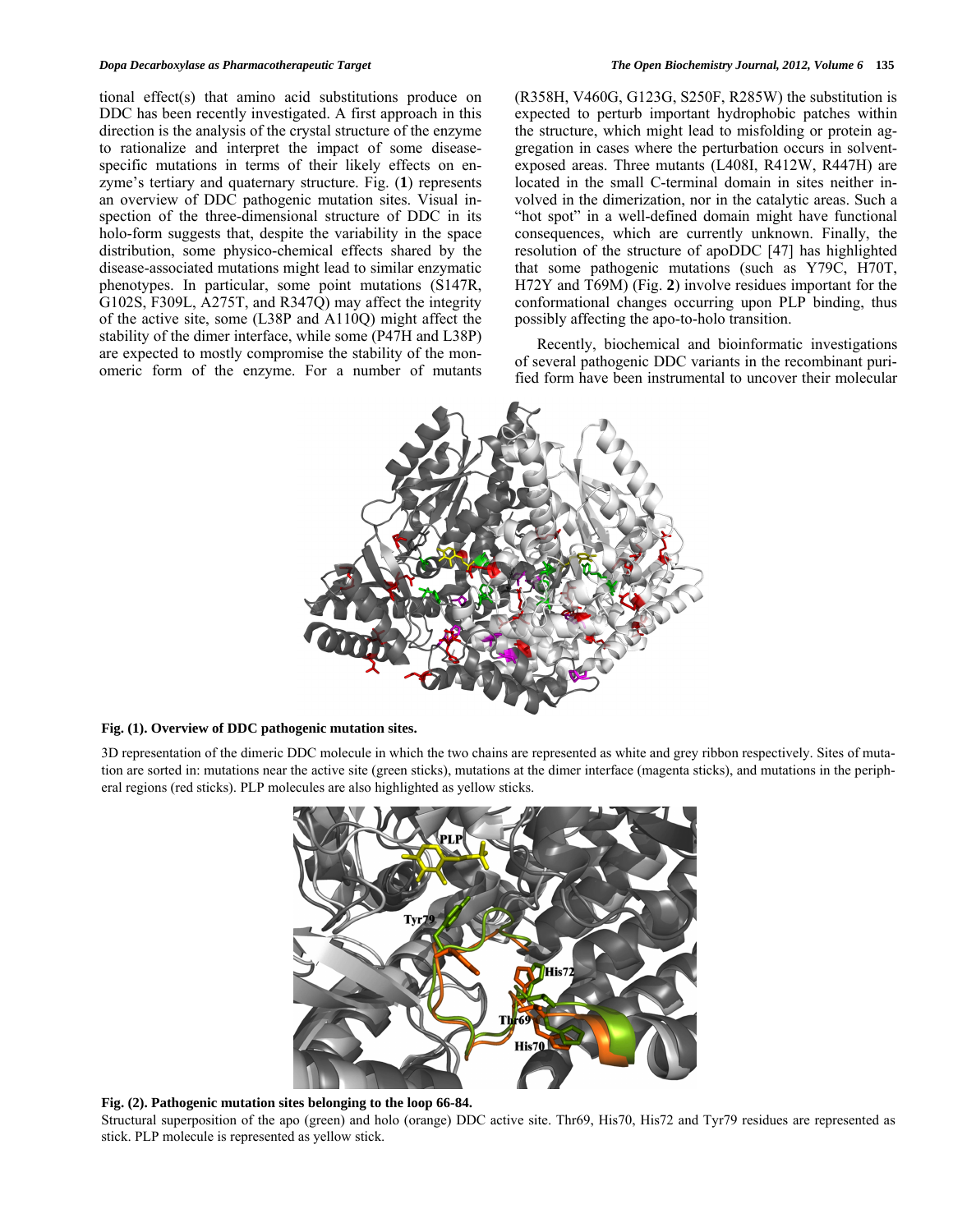tional effect(s) that amino acid substitutions produce on DDC has been recently investigated. A first approach in this direction is the analysis of the crystal structure of the enzyme to rationalize and interpret the impact of some disease-specific mutations in terms of their likely effects on enzyme's tertiary and quaternary structure. Fig. (**1**) represents an overview of DDC pathogenic mutation sites. Visual inspection of the three-dimensional structure of DDC in its holo-form suggests that, despite the variability in the space distribution, some physico-chemical effects shared by the disease-associated mutations might lead to similar enzymatic phenotypes. In particular, some point mutations (S147R, G102S, F309L, A275T, and R347Q) may affect the integrity of the active site, some (L38P and A110Q) might affect the stability of the dimer interface, while some (P47H and L38P) are expected to mostly compromise the stability of the monomeric form of the enzyme. For a number of mutants (R358H, V460G, G123G, S250F, R285W) the substitution is expected to perturb important hydrophobic patches within the structure, which might lead to misfolding or protein aggregation in cases where the perturbation occurs in solvent-exposed areas. Three mutants (L408I, R412W, R447H) are located in the small C-terminal domain in sites neither involved in the dimerization, nor in the catalytic areas. Such a "hot spot" in a well-defined domain might have functional consequences, which are currently unknown. Finally, the resolution of the structure of apoDDC [47] has highlighted that some pathogenic mutations (such as Y79C, H70T, H72Y and T69M) (Fig. **2**) involve residues important for the conformational changes occurring upon PLP binding, thus possibly affecting the apo-to-holo transition.

Recently, biochemical and bioinformatic investigations of several pathogenic DDC variants in the recombinant purified form have been instrumental to uncover their molecular

**Fig. (1). Overview of DDC pathogenic mutation sites.**

3D representation of the dimeric DDC molecule in which the two chains are represented as white and grey ribbon respectively. Sites of mutation are sorted in: mutations near the active site (green sticks), mutations at the dimer interface (magenta sticks), and mutations in the peripheral regions (red sticks). PLP molecules are also highlighted as yellow sticks.

**Fig. (2). Pathogenic mutation sites belonging to the loop 66-84.**

Structural superposition of the apo (green) and holo (orange) DDC active site. Thr69, His70, His72 and Tyr79 residues are represented as stick. PLP molecule is represented as yellow stick.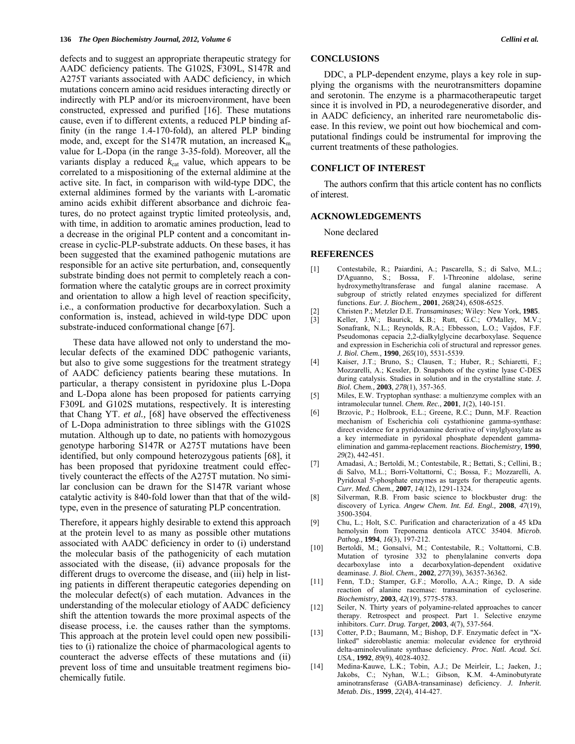defects and to suggest an appropriate therapeutic strategy for AADC deficiency patients. The G102S, F309L, S147R and A275T variants associated with AADC deficiency, in which mutations concern amino acid residues interacting directly or indirectly with PLP and/or its microenvironment, have been constructed, expressed and purified [16]. These mutations cause, even if to different extents, a reduced PLP binding affinity (in the range 1.4-170-fold), an altered PLP binding mode, and, except for the S147R mutation, an increased $K_m$ value for L-Dopa (in the range 3-35-fold). Moreover, all the variants display a reduced $k_{cat}$ value, which appears to be correlated to a mispositioning of the external aldimine at the active site. In fact, in comparison with wild-type DDC, the external aldimines formed by the variants with L-aromatic amino acids exhibit different absorbance and dichroic features, do no protect against tryptic limited proteolysis, and, with time, in addition to aromatic amines production, lead to a decrease in the original PLP content and a concomitant increase in cyclic-PLP-substrate adducts. On these bases, it has been suggested that the examined pathogenic mutations are responsible for an active site perturbation, and, consequently substrate binding does not permit to completely reach a conformation where the catalytic groups are in correct proximity and orientation to allow a high level of reaction specificity, i.e., a conformation productive for decarboxylation. Such a conformation is, instead, achieved in wild-type DDC upon substrate-induced conformational change [67].

These data have allowed not only to understand the molecular defects of the examined DDC pathogenic variants, but also to give some suggestions for the treatment strategy of AADC deficiency patients bearing these mutations. In particular, a therapy consistent in pyridoxine plus L-Dopa and L-Dopa alone has been proposed for patients carrying F309L and G102S mutations, respectively. It is interesting that Chang YT. *et al.,* [68] have observed the effectiveness of L-Dopa administration to three siblings with the G102S mutation. Although up to date, no patients with homozygous genotype harboring S147R or A275T mutations have been identified, but only compound heterozygous patients [68], it has been proposed that pyridoxine treatment could effectively counteract the effects of the A275T mutation. No similar conclusion can be drawn for the S147R variant whose catalytic activity is 840-fold lower than that that of the wild-type, even in the presence of saturating PLP concentration.

Therefore, it appears highly desirable to extend this approach at the protein level to as many as possible other mutations associated with AADC deficiency in order to (i) understand the molecular basis of the pathogenicity of each mutation associated with the disease, (ii) advance proposals for the different drugs to overcome the disease, and (iii) help in listing patients in different therapeutic categories depending on the molecular defect(s) of each mutation. Advances in the understanding of the molecular etiology of AADC deficiency shift the attention towards the more proximal aspects of the disease process, i.e. the causes rather than the symptoms. This approach at the protein level could open new possibilities to (i) rationalize the choice of pharmacological agents to counteract the adverse effects of these mutations and (ii) prevent loss of time and unsuitable treatment regimens biochemically futile.

## CONCLUSIONS

DDC, a PLP-dependent enzyme, plays a key role in supplying the organisms with the neurotransmitters dopamine and serotonin. The enzyme is a pharmacotherapeutic target since it is involved in PD, a neurodegenerative disorder, and in AADC deficiency, an inherited rare neurometabolic disease. In this review, we point out how biochemical and computational findings could be instrumental for improving the current treatments of these pathologies.

## CONFLICT OF INTEREST

The authors confirm that this article content has no conflicts of interest.

## ACKNOWLEDGEMENTS

None declared

## REFERENCES

[1] Contestabile, R.; Paiardini, A.; Pascarella, S.; di Salvo, M.L.; D'Aguanno, S.; Bossa, F. l-Threonine aldolase, serine hydroxymethyltransferase and fungal alanine racemase. A subgroup of strictly related enzymes specialized for different functions. *Eur. J. Biochem.,* **2001**, *268*(24), 6508-6525.

[2] Christen P.; Metzler D.E. *Transaminases;* Wiley: New York, **1985**.

[3] Keller, J.W.; Baurick, K.B.; Rutt, G.C.; O'Malley, M.V.; Sonafrank, N.L.; Reynolds, R.A.; Ebbesson, L.O.; Vajdos, F.F. Pseudomonas cepacia 2,2-dialkylglycine decarboxylase. Sequence and expression in Escherichia coli of structural and repressor genes. *J. Biol. Chem.,* **1990**, *265*(10), 5531-5539.

[4] Kaiser, J.T.; Bruno, S.; Clausen, T.; Huber, R.; Schiaretti, F.; Mozzarelli, A.; Kessler, D. Snapshots of the cystine lyase C-DES during catalysis. Studies in solution and in the crystalline state. *J. Biol. Chem.,* **2003**, *278*(1), 357-365.

[5] Miles, E.W. Tryptophan synthase: a multienzyme complex with an intramolecular tunnel. *Chem. Rec.,* **2001**, *1*(2), 140-151.

[6] Brzovic, P.; Holbrook, E.L.; Greene, R.C.; Dunn, M.F. Reaction mechanism of Escherichia coli cystathionine gamma-synthase: direct evidence for a pyridoxamine derivative of vinylglyoxylate as a key intermediate in pyridoxal phosphate dependent gamma-elimination and gamma-replacement reactions. *Biochemistry,* **1990**, *29*(2), 442-451.

[7] Amadasi, A.; Bertoldi, M.; Contestabile, R.; Bettati, S.; Cellini, B.; di Salvo, M.L.; Borri-Voltattorni, C.; Bossa, F.; Mozzarelli, A. Pyridoxal 5'-phosphate enzymes as targets for therapeutic agents. *Curr. Med. Chem.,* **2007**, *14*(12), 1291-1324.

[8] Silverman, R.B. From basic science to blockbuster drug: the discovery of Lyrica. *Angew Chem. Int. Ed. Engl.,* **2008**, *47*(19), 3500-3504.

[9] Chu, L.; Holt, S.C. Purification and characterization of a 45 kDa hemolysin from Treponema denticola ATCC 35404. *Microb. Pathog.,* **1994**, *16*(3), 197-212.

[10] Bertoldi, M.; Gonsalvi, M.; Contestabile, R.; Voltattorni, C.B. Mutation of tyrosine 332 to phenylalanine converts dopa decarboxylase into a decarboxylation-dependent oxidative deaminase. *J. Biol. Chem.,* **2002**, *277*(39), 36357-36362.

[11] Fenn, T.D.; Stamper, G.F.; Morollo, A.A.; Ringe, D. A side reaction of alanine racemase: transamination of cycloserine. *Biochemistry,* **2003**, *42*(19), 5775-5783.

[12] Seiler, N. Thirty years of polyamine-related approaches to cancer therapy. Retrospect and prospect. Part 1. Selective enzyme inhibitors. *Curr. Drug. Target,* **2003**, *4*(7), 537-564.

[13] Cotter, P.D.; Baumann, M.; Bishop, D.F. Enzymatic defect in "X-linked" sideroblastic anemia: molecular evidence for erythroid delta-aminolevulinate synthase deficiency. *Proc. Natl. Acad. Sci. USA.,* **1992**, *89*(9), 4028-4032.

[14] Medina-Kauwe, L.K.; Tobin, A.J.; De Meirleir, L.; Jaeken, J.; Jakobs, C.; Nyhan, W.L.; Gibson, K.M. 4-Aminobutyrate aminotransferase (GABA-transaminase) deficiency. *J. Inherit. Metab. Dis.,* **1999**, *22*(4), 414-427.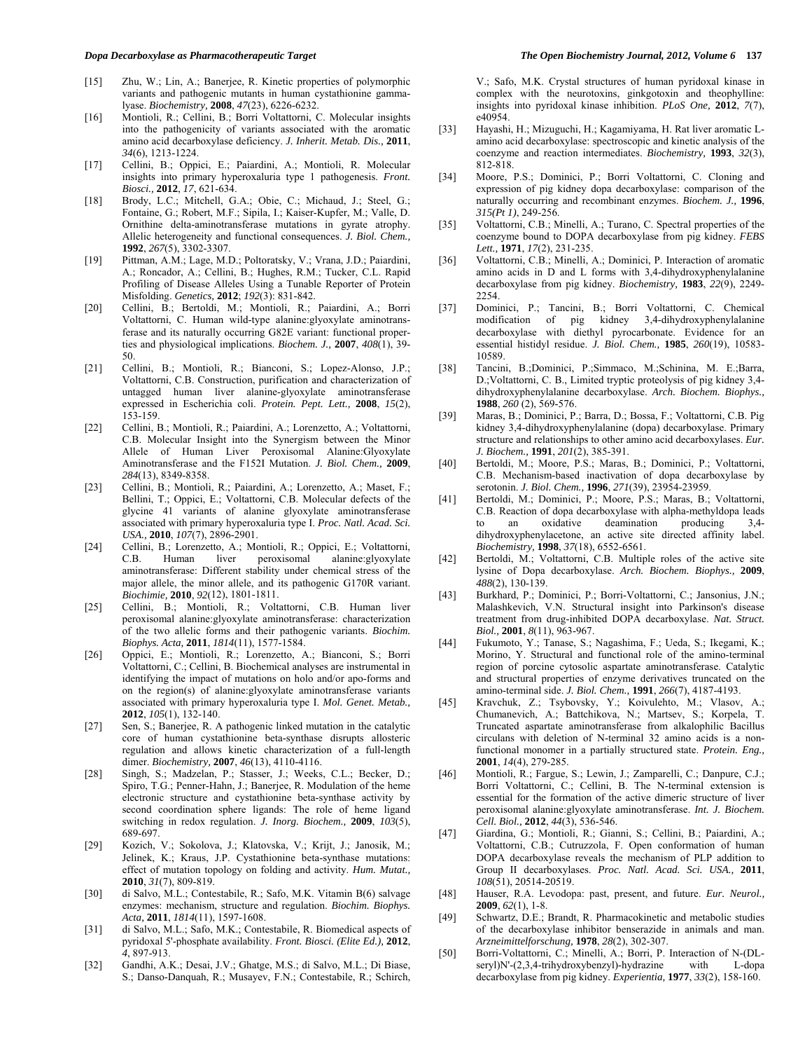[15] Zhu, W.; Lin, A.; Banerjee, R. Kinetic properties of polymorphic variants and pathogenic mutants in human cystathionine gamma-lyase. *Biochemistry*, **2008**, *47*(23), 6226-6232.

[16] Montioli, R.; Cellini, B.; Borri Voltattorni, C. Molecular insights into the pathogenicity of variants associated with the aromatic amino acid decarboxylase deficiency. *J. Inherit. Metab. Dis.*, **2011**, *34*(6), 1213-1224.

[17] Cellini, B.; Oppici, E.; Paiardini, A.; Montioli, R. Molecular insights into primary hyperoxaluria type 1 pathogenesis. *Front. Biosci.*, **2012**, *17*, 621-634.

[18] Brody, L.C.; Mitchell, G.A.; Obie, C.; Michaud, J.; Steel, G.; Fontaine, G.; Robert, M.F.; Sipila, I.; Kaiser-Kupfer, M.; Valle, D. Ornithine delta-aminotransferase mutations in gyrate atrophy. Allelic heterogeneity and functional consequences. *J. Biol. Chem.*, **1992**, *267*(5), 3302-3307.

[19] Pittman, A.M.; Lage, M.D.; Poltoratsky, V.; Vrana, J.D.; Paiardini, A.; Roncador, A.; Cellini, B.; Hughes, R.M.; Tucker, C.L. Rapid Profiling of Disease Alleles Using a Tunable Reporter of Protein Misfolding. *Genetics*, **2012**; *192*(3): 831-842.

[20] Cellini, B.; Bertoldi, M.; Montioli, R.; Paiardini, A.; Borri Voltattorni, C. Human wild-type alanine:glyoxylate aminotransferase and its naturally occurring G82E variant: functional properties and physiological implications. *Biochem. J.*, **2007**, *408*(1), 39-50.

[21] Cellini, B.; Montioli, R.; Bianconi, S.; Lopez-Alonso, J.P.; Voltattorni, C.B. Construction, purification and characterization of untagged human liver alanine-glyoxylate aminotransferase expressed in Escherichia coli. *Protein. Pept. Lett.*, **2008**, *15*(2), 153-159.

[22] Cellini, B.; Montioli, R.; Paiardini, A.; Lorenzetto, A.; Voltattorni, C.B. Molecular Insight into the Synergism between the Minor Allele of Human Liver Peroxisomal Alanine:Glyoxylate Aminotransferase and the F152I Mutation. *J. Biol. Chem.*, **2009**, *284*(13), 8349-8358.

[23] Cellini, B.; Montioli, R.; Paiardini, A.; Lorenzetto, A.; Maset, F.; Bellini, T.; Oppici, E.; Voltattorni, C.B. Molecular defects of the glycine 41 variants of alanine glyoxylate aminotransferase associated with primary hyperoxaluria type I. *Proc. Natl. Acad. Sci. USA.*, **2010**, *107*(7), 2896-2901.

[24] Cellini, B.; Lorenzetto, A.; Montioli, R.; Oppici, E.; Voltattorni, C.B. Human liver peroxisomal alanine:glyoxylate aminotransferase: Different stability under chemical stress of the major allele, the minor allele, and its pathogenic G170R variant. *Biochimie*, **2010**, *92*(12), 1801-1811.

[25] Cellini, B.; Montioli, R.; Voltattorni, C.B. Human liver peroxisomal alanine:glyoxylate aminotransferase: characterization of the two allelic forms and their pathogenic variants. *Biochim. Biophys. Acta*, **2011**, *1814*(11), 1577-1584.

[26] Oppici, E.; Montioli, R.; Lorenzetto, A.; Bianconi, S.; Borri Voltattorni, C.; Cellini, B. Biochemical analyses are instrumental in identifying the impact of mutations on holo and/or apo-forms and on the region(s) of alanine:glyoxylate aminotransferase variants associated with primary hyperoxaluria type I. *Mol. Genet. Metab.*, **2012**, *105*(1), 132-140.

[27] Sen, S.; Banerjee, R. A pathogenic linked mutation in the catalytic core of human cystathionine beta-synthase disrupts allosteric regulation and allows kinetic characterization of a full-length dimer. *Biochemistry*, **2007**, *46*(13), 4110-4116.

[28] Singh, S.; Madzelan, P.; Stasser, J.; Weeks, C.L.; Becker, D.; Spiro, T.G.; Penner-Hahn, J.; Banerjee, R. Modulation of the heme electronic structure and cystathionine beta-synthase activity by second coordination sphere ligands: The role of heme ligand switching in redox regulation. *J. Inorg. Biochem.*, **2009**, *103*(5), 689-697.

[29] Kozich, V.; Sokolova, J.; Klatovska, V.; Krijt, J.; Janosik, M.; Jelinek, K.; Kraus, J.P. Cystathionine beta-synthase mutations: effect of mutation topology on folding and activity. *Hum. Mutat.*, **2010**, *31*(7), 809-819.

[30] di Salvo, M.L.; Contestabile, R.; Safo, M.K. Vitamin B(6) salvage enzymes: mechanism, structure and regulation. *Biochim. Biophys. Acta*, **2011**, *1814*(11), 1597-1608.

[31] di Salvo, M.L.; Safo, M.K.; Contestabile, R. Biomedical aspects of pyridoxal 5'-phosphate availability. *Front. Biosci. (Elite Ed.)*, **2012**, *4*, 897-913.

[32] Gandhi, A.K.; Desai, J.V.; Ghatge, M.S.; di Salvo, M.L.; Di Biase, S.; Danso-Danquah, R.; Musayev, F.N.; Contestabile, R.; Schirch, V.; Safo, M.K. Crystal structures of human pyridoxal kinase in complex with the neurotoxins, ginkgotoxin and theophylline: insights into pyridoxal kinase inhibition. *PLoS One*, **2012**, *7*(7), e40954.

[33] Hayashi, H.; Mizuguchi, H.; Kagamiyama, H. Rat liver aromatic L-amino acid decarboxylase: spectroscopic and kinetic analysis of the coenzyme and reaction intermediates. *Biochemistry*, **1993**, *32*(3), 812-818.

[34] Moore, P.S.; Dominici, P.; Borri Voltattorni, C. Cloning and expression of pig kidney dopa decarboxylase: comparison of the naturally occurring and recombinant enzymes. *Biochem. J.*, **1996**, *315(Pt 1)*, 249-256.

[35] Voltattorni, C.B.; Minelli, A.; Turano, C. Spectral properties of the coenzyme bound to DOPA decarboxylase from pig kidney. *FEBS Lett.*, **1971**, *17*(2), 231-235.

[36] Voltattorni, C.B.; Minelli, A.; Dominici, P. Interaction of aromatic amino acids in D and L forms with 3,4-dihydroxyphenylalanine decarboxylase from pig kidney. *Biochemistry*, **1983**, *22*(9), 2249-2254.

[37] Dominici, P.; Tancini, B.; Borri Voltattorni, C. Chemical modification of pig kidney 3,4-dihydroxyphenylalanine decarboxylase with diethyl pyrocarbonate. Evidence for an essential histidyl residue. *J. Biol. Chem.*, **1985**, *260*(19), 10583-10589.

[38] Tancini, B.;Dominici, P.;Simmaco, M.;Schinina, M. E.;Barra, D.;Voltattorni, C. B., Limited tryptic proteolysis of pig kidney 3,4-dihydroxyphenylalanine decarboxylase. *Arch. Biochem. Biophys.*, **1988**, *260* (2), 569-576.

[39] Maras, B.; Dominici, P.; Barra, D.; Bossa, F.; Voltattorni, C.B. Pig kidney 3,4-dihydroxyphenylalanine (dopa) decarboxylase. Primary structure and relationships to other amino acid decarboxylases. *Eur. J. Biochem.*, **1991**, *201*(2), 385-391.

[40] Bertoldi, M.; Moore, P.S.; Maras, B.; Dominici, P.; Voltattorni, C.B. Mechanism-based inactivation of dopa decarboxylase by serotonin. *J. Biol. Chem.*, **1996**, *271*(39), 23954-23959.

[41] Bertoldi, M.; Dominici, P.; Moore, P.S.; Maras, B.; Voltattorni, C.B. Reaction of dopa decarboxylase with alpha-methyldopa leads to an oxidative deamination producing 3,4-dihydroxyphenylacetone, an active site directed affinity label. *Biochemistry*, **1998**, *37*(18), 6552-6561.

[42] Bertoldi, M.; Voltattorni, C.B. Multiple roles of the active site lysine of Dopa decarboxylase. *Arch. Biochem. Biophys.*, **2009**, *488*(2), 130-139.

[43] Burkhard, P.; Dominici, P.; Borri-Voltattorni, C.; Jansonius, J.N.; Malashkevich, V.N. Structural insight into Parkinson's disease treatment from drug-inhibited DOPA decarboxylase. *Nat. Struct. Biol.*, **2001**, *8*(11), 963-967.

[44] Fukumoto, Y.; Tanase, S.; Nagashima, F.; Ueda, S.; Ikegami, K.; Morino, Y. Structural and functional role of the amino-terminal region of porcine cytosolic aspartate aminotransferase. Catalytic and structural properties of enzyme derivatives truncated on the amino-terminal side. *J. Biol. Chem.*, **1991**, *266*(7), 4187-4193.

[45] Kravchuk, Z.; Tsybovsky, Y.; Koivulehto, M.; Vlasov, A.; Chumanevich, A.; Battchikova, N.; Martsev, S.; Korpela, T. Truncated aspartate aminotransferase from alkalophilic Bacillus circulans with deletion of N-terminal 32 amino acids is a non-functional monomer in a partially structured state. *Protein. Eng.*, **2001**, *14*(4), 279-285.

[46] Montioli, R.; Fargue, S.; Lewin, J.; Zamparelli, C.; Danpure, C.J.; Borri Voltattorni, C.; Cellini, B. The N-terminal extension is essential for the formation of the active dimeric structure of liver peroxisomal alanine:glyoxylate aminotransferase. *Int. J. Biochem. Cell. Biol.*, **2012**, *44*(3), 536-546.

[47] Giardina, G.; Montioli, R.; Gianni, S.; Cellini, B.; Paiardini, A.; Voltattorni, C.B.; Cutruzzola, F. Open conformation of human DOPA decarboxylase reveals the mechanism of PLP addition to Group II decarboxylases. *Proc. Natl. Acad. Sci. USA.*, **2011**, *108*(51), 20514-20519.

[48] Hauser, R.A. Levodopa: past, present, and future. *Eur. Neurol.*, **2009**, *62*(1), 1-8.

[49] Schwartz, D.E.; Brandt, R. Pharmacokinetic and metabolic studies of the decarboxylase inhibitor benserazide in animals and man. *Arzneimittelforschung*, **1978**, *28*(2), 302-307.

[50] Borri-Voltattorni, C.; Minelli, A.; Borri, P. Interaction of N-(DL-seryl)N'-(2,3,4-trihydroxybenzyl)-hydrazine with L-dopa decarboxylase from pig kidney. *Experientia*, **1977**, *33*(2), 158-160.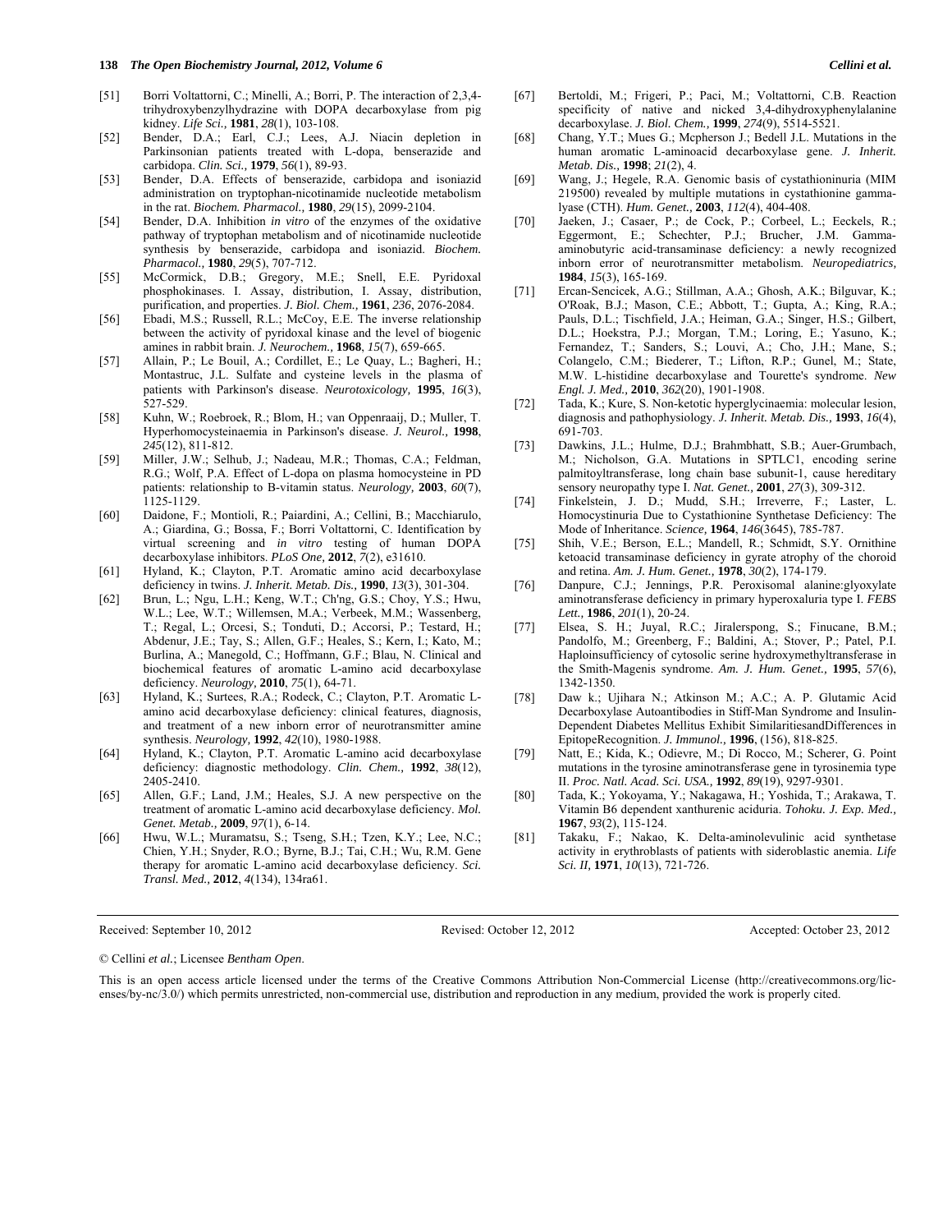[51] Borri Voltattorni, C.; Minelli, A.; Borri, P. The interaction of 2,3,4-trihydroxybenzylhydrazine with DOPA decarboxylase from pig kidney. *Life Sci.,* **1981**, *28*(1), 103-108.

[52] Bender, D.A.; Earl, C.J.; Lees, A.J. Niacin depletion in Parkinsonian patients treated with L-dopa, benserazide and carbidopa. *Clin. Sci.,* **1979**, *56*(1), 89-93.

[53] Bender, D.A. Effects of benserazide, carbidopa and isoniazid administration on tryptophan-nicotinamide nucleotide metabolism in the rat. *Biochem. Pharmacol.,* **1980**, *29*(15), 2099-2104.

[54] Bender, D.A. Inhibition *in vitro* of the enzymes of the oxidative pathway of tryptophan metabolism and of nicotinamide nucleotide synthesis by benserazide, carbidopa and isoniazid. *Biochem. Pharmacol.,* **1980**, *29*(5), 707-712.

[55] McCormick, D.B.; Gregory, M.E.; Snell, E.E. Pyridoxal phosphokinases. I. Assay, distribution, I. Assay, distribution, purification, and properties. *J. Biol. Chem.,* **1961**, *236*, 2076-2084.

[56] Ebadi, M.S.; Russell, R.L.; McCoy, E.E. The inverse relationship between the activity of pyridoxal kinase and the level of biogenic amines in rabbit brain. *J. Neurochem.,* **1968**, *15*(7), 659-665.

[57] Allain, P.; Le Bouil, A.; Cordillet, E.; Le Quay, L.; Bagheri, H.; Montastruc, J.L. Sulfate and cysteine levels in the plasma of patients with Parkinson's disease. *Neurotoxicology,* **1995**, *16*(3), 527-529.

[58] Kuhn, W.; Roebroek, R.; Blom, H.; van Oppenraaij, D.; Muller, T. Hyperhomocysteinaemia in Parkinson's disease. *J. Neurol.,* **1998**, *245*(12), 811-812.

[59] Miller, J.W.; Selhub, J.; Nadeau, M.R.; Thomas, C.A.; Feldman, R.G.; Wolf, P.A. Effect of L-dopa on plasma homocysteine in PD patients: relationship to B-vitamin status. *Neurology,* **2003**, *60*(7), 1125-1129.

[60] Daidone, F.; Montioli, R.; Paiardini, A.; Cellini, B.; Macchiarulo, A.; Giardina, G.; Bossa, F.; Borri Voltattorni, C. Identification by virtual screening and *in vitro* testing of human DOPA decarboxylase inhibitors. *PLoS One,* **2012**, *7*(2), e31610.

[61] Hyland, K.; Clayton, P.T. Aromatic amino acid decarboxylase deficiency in twins. *J. Inherit. Metab. Dis.,* **1990**, *13*(3), 301-304.

[62] Brun, L.; Ngu, L.H.; Keng, W.T.; Ch'ng, G.S.; Choy, Y.S.; Hwu, W.L.; Lee, W.T.; Willemsen, M.A.; Verbeek, M.M.; Wassenberg, T.; Regal, L.; Orcesi, S.; Tonduti, D.; Accorsi, P.; Testard, H.; Abdenur, J.E.; Tay, S.; Allen, G.F.; Heales, S.; Kern, I.; Kato, M.; Burlina, A.; Manegold, C.; Hoffmann, G.F.; Blau, N. Clinical and biochemical features of aromatic L-amino acid decarboxylase deficiency. *Neurology,* **2010**, *75*(1), 64-71.

[63] Hyland, K.; Surtees, R.A.; Rodeck, C.; Clayton, P.T. Aromatic L-amino acid decarboxylase deficiency: clinical features, diagnosis, and treatment of a new inborn error of neurotransmitter amine synthesis. *Neurology,* **1992**, *42*(10), 1980-1988.

[64] Hyland, K.; Clayton, P.T. Aromatic L-amino acid decarboxylase deficiency: diagnostic methodology. *Clin. Chem.,* **1992**, *38*(12), 2405-2410.

[65] Allen, G.F.; Land, J.M.; Heales, S.J. A new perspective on the treatment of aromatic L-amino acid decarboxylase deficiency. *Mol. Genet. Metab.,* **2009**, *97*(1), 6-14.

[66] Hwu, W.L.; Muramatsu, S.; Tseng, S.H.; Tzen, K.Y.; Lee, N.C.; Chien, Y.H.; Snyder, R.O.; Byrne, B.J.; Tai, C.H.; Wu, R.M. Gene therapy for aromatic L-amino acid decarboxylase deficiency. *Sci. Transl. Med.,* **2012**, *4*(134), 134ra61.

[67] Bertoldi, M.; Frigeri, P.; Paci, M.; Voltattorni, C.B. Reaction specificity of native and nicked 3,4-dihydroxyphenylalanine decarboxylase. *J. Biol. Chem.,* **1999**, *274*(9), 5514-5521.

[68] Chang, Y.T.; Mues G.; Mcpherson J.; Bedell J.L. Mutations in the human aromatic L-aminoacid decarboxylase gene. *J. Inherit. Metab. Dis.,* **1998**; *21*(2), 4.

[69] Wang, J.; Hegele, R.A. Genomic basis of cystathioninuria (MIM 219500) revealed by multiple mutations in cystathionine gamma-lyase (CTH). *Hum. Genet.,* **2003**, *112*(4), 404-408.

[70] Jaeken, J.; Casaer, P.; de Cock, P.; Corbeel, L.; Eeckels, R.; Eggermont, E.; Schechter, P.J.; Brucher, J.M. Gamma-aminobutyric acid-transaminase deficiency: a newly recognized inborn error of neurotransmitter metabolism. *Neuropediatrics,* **1984**, *15*(3), 165-169.

[71] Ercan-Sencicek, A.G.; Stillman, A.A.; Ghosh, A.K.; Bilguvar, K.; O'Roak, B.J.; Mason, C.E.; Abbott, T.; Gupta, A.; King, R.A.; Pauls, D.L.; Tischfield, J.A.; Heiman, G.A.; Singer, H.S.; Gilbert, D.L.; Hoekstra, P.J.; Morgan, T.M.; Loring, E.; Yasuno, K.; Fernandez, T.; Sanders, S.; Louvi, A.; Cho, J.H.; Mane, S.; Colangelo, C.M.; Biederer, T.; Lifton, R.P.; Gunel, M.; State, M.W. L-histidine decarboxylase and Tourette's syndrome. *New Engl. J. Med.,* **2010**, *362*(20), 1901-1908.

[72] Tada, K.; Kure, S. Non-ketotic hyperglycinaemia: molecular lesion, diagnosis and pathophysiology. *J. Inherit. Metab. Dis.,* **1993**, *16*(4), 691-703.

[73] Dawkins, J.L.; Hulme, D.J.; Brahmbhatt, S.B.; Auer-Grumbach, M.; Nicholson, G.A. Mutations in SPTLC1, encoding serine palmitoyltransferase, long chain base subunit-1, cause hereditary sensory neuropathy type I. *Nat. Genet.,* **2001**, *27*(3), 309-312.

[74] Finkelstein, J. D.; Mudd, S.H.; Irreverre, F.; Laster, L. Homocystinuria Due to Cystathionine Synthetase Deficiency: The Mode of Inheritance. *Science,* **1964**, *146*(3645), 785-787.

[75] Shih, V.E.; Berson, E.L.; Mandell, R.; Schmidt, S.Y. Ornithine ketoacid transaminase deficiency in gyrate atrophy of the choroid and retina. *Am. J. Hum. Genet.,* **1978**, *30*(2), 174-179.

[76] Danpure, C.J.; Jennings, P.R. Peroxisomal alanine:glyoxylate aminotransferase deficiency in primary hyperoxaluria type I. *FEBS Lett.,* **1986**, *201*(1), 20-24.

[77] Elsea, S. H.; Juyal, R.C.; Jiralerspong, S.; Finucane, B.M.; Pandolfo, M.; Greenberg, F.; Baldini, A.; Stover, P.; Patel, P.I. Haploinsufficiency of cytosolic serine hydroxymethyltransferase in the Smith-Magenis syndrome. *Am. J. Hum. Genet.,* **1995**, *57*(6), 1342-1350.

[78] Daw k.; Ujihara N.; Atkinson M.; A.C.; A. P. Glutamic Acid Decarboxylase Autoantibodies in Stiff-Man Syndrome and Insulin-Dependent Diabetes Mellitus Exhibit SimilaritiesandDifferences in EpitopeRecognition. *J. Immunol.,* **1996**, (156), 818-825.

[79] Natt, E.; Kida, K.; Odievre, M.; Di Rocco, M.; Scherer, G. Point mutations in the tyrosine aminotransferase gene in tyrosinemia type II. *Proc. Natl. Acad. Sci. USA.,* **1992**, *89*(19), 9297-9301.

[80] Tada, K.; Yokoyama, Y.; Nakagawa, H.; Yoshida, T.; Arakawa, T. Vitamin B6 dependent xanthurenic aciduria. *Tohoku. J. Exp. Med.,* **1967**, *93*(2), 115-124.

[81] Takaku, F.; Nakao, K. Delta-aminolevulinic acid synthetase activity in erythroblasts of patients with sideroblastic anemia. *Life Sci. II,* **1971**, *10*(13), 721-726.

Received: September 10, 2012 Revised: October 12, 2012 Accepted: October 23, 2012

© Cellini *et al.*; Licensee *Bentham Open*.

This is an open access article licensed under the terms of the Creative Commons Attribution Non-Commercial License (http://creativecommons.org/licenses/by-nc/3.0/) which permits unrestricted, non-commercial use, distribution and reproduction in any medium, provided the work is properly cited.